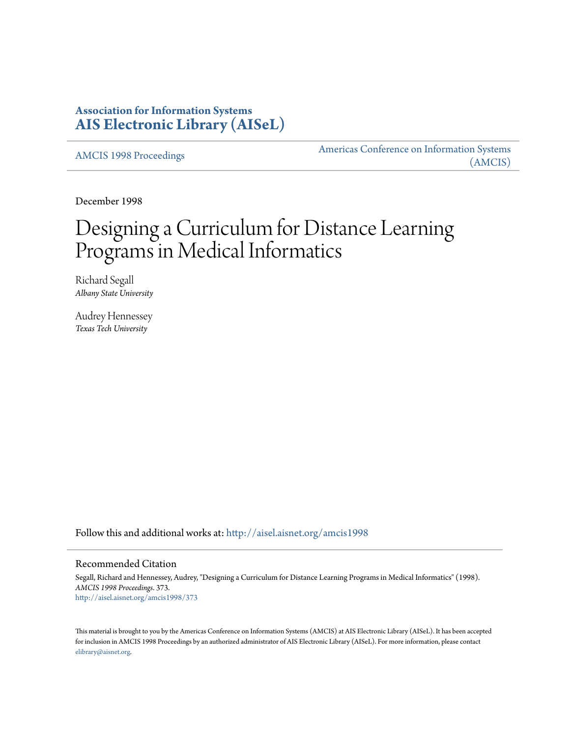# Association for Information Systems
# AIS Electronic Library (AISeL)

AMCIS 1998 Proceedings

Americas Conference on Information Systems (AMCIS)

December 1998

# Designing a Curriculum for Distance Learning Programs in Medical Informatics

Richard Segall
*Albany State University*

Audrey Hennessey
*Texas Tech University*

Follow this and additional works at: http://aisel.aisnet.org/amcis1998

## Recommended Citation

Segall, Richard and Hennessey, Audrey, "Designing a Curriculum for Distance Learning Programs in Medical Informatics" (1998). *AMCIS 1998 Proceedings*. 373.
http://aisel.aisnet.org/amcis1998/373

This material is brought to you by the Americas Conference on Information Systems (AMCIS) at AIS Electronic Library (AISeL). It has been accepted for inclusion in AMCIS 1998 Proceedings by an authorized administrator of AIS Electronic Library (AISeL). For more information, please contact elibrary@aisnet.org.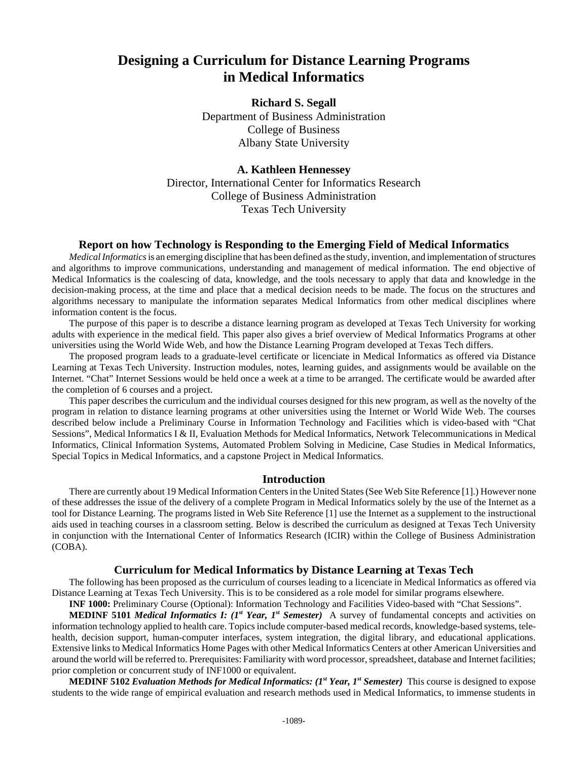# Designing a Curriculum for Distance Learning Programs in Medical Informatics

**Richard S. Segall**
Department of Business Administration
College of Business
Albany State University

**A. Kathleen Hennessey**
Director, International Center for Informatics Research
College of Business Administration
Texas Tech University

## Report on how Technology is Responding to the Emerging Field of Medical Informatics

*Medical Informatics* is an emerging discipline that has been defined as the study, invention, and implementation of structures and algorithms to improve communications, understanding and management of medical information. The end objective of Medical Informatics is the coalescing of data, knowledge, and the tools necessary to apply that data and knowledge in the decision-making process, at the time and place that a medical decision needs to be made. The focus on the structures and algorithms necessary to manipulate the information separates Medical Informatics from other medical disciplines where information content is the focus.

The purpose of this paper is to describe a distance learning program as developed at Texas Tech University for working adults with experience in the medical field. This paper also gives a brief overview of Medical Informatics Programs at other universities using the World Wide Web, and how the Distance Learning Program developed at Texas Tech differs.

The proposed program leads to a graduate-level certificate or licenciate in Medical Informatics as offered via Distance Learning at Texas Tech University. Instruction modules, notes, learning guides, and assignments would be available on the Internet. "Chat" Internet Sessions would be held once a week at a time to be arranged. The certificate would be awarded after the completion of 6 courses and a project.

This paper describes the curriculum and the individual courses designed for this new program, as well as the novelty of the program in relation to distance learning programs at other universities using the Internet or World Wide Web. The courses described below include a Preliminary Course in Information Technology and Facilities which is video-based with "Chat Sessions", Medical Informatics I & II, Evaluation Methods for Medical Informatics, Network Telecommunications in Medical Informatics, Clinical Information Systems, Automated Problem Solving in Medicine, Case Studies in Medical Informatics, Special Topics in Medical Informatics, and a capstone Project in Medical Informatics.

## Introduction

There are currently about 19 Medical Information Centers in the United States (See Web Site Reference [1].) However none of these addresses the issue of the delivery of a complete Program in Medical Informatics solely by the use of the Internet as a tool for Distance Learning. The programs listed in Web Site Reference [1] use the Internet as a supplement to the instructional aids used in teaching courses in a classroom setting. Below is described the curriculum as designed at Texas Tech University in conjunction with the International Center of Informatics Research (ICIR) within the College of Business Administration (COBA).

## Curriculum for Medical Informatics by Distance Learning at Texas Tech

The following has been proposed as the curriculum of courses leading to a licenciate in Medical Informatics as offered via Distance Learning at Texas Tech University. This is to be considered as a role model for similar programs elsewhere.

**INF 1000:** Preliminary Course (Optional): Information Technology and Facilities Video-based with "Chat Sessions".

**MEDINF 5101** ***Medical Informatics I: (1st Year, 1st Semester)*** A survey of fundamental concepts and activities on information technology applied to health care. Topics include computer-based medical records, knowledge-based systems, telehealth, decision support, human-computer interfaces, system integration, the digital library, and educational applications. Extensive links to Medical Informatics Home Pages with other Medical Informatics Centers at other American Universities and around the world will be referred to. Prerequisites: Familiarity with word processor, spreadsheet, database and Internet facilities; prior completion or concurrent study of INF1000 or equivalent.

**MEDINF 5102** ***Evaluation Methods for Medical Informatics: (1st Year, 1st Semester)*** This course is designed to expose students to the wide range of empirical evaluation and research methods used in Medical Informatics, to immense students in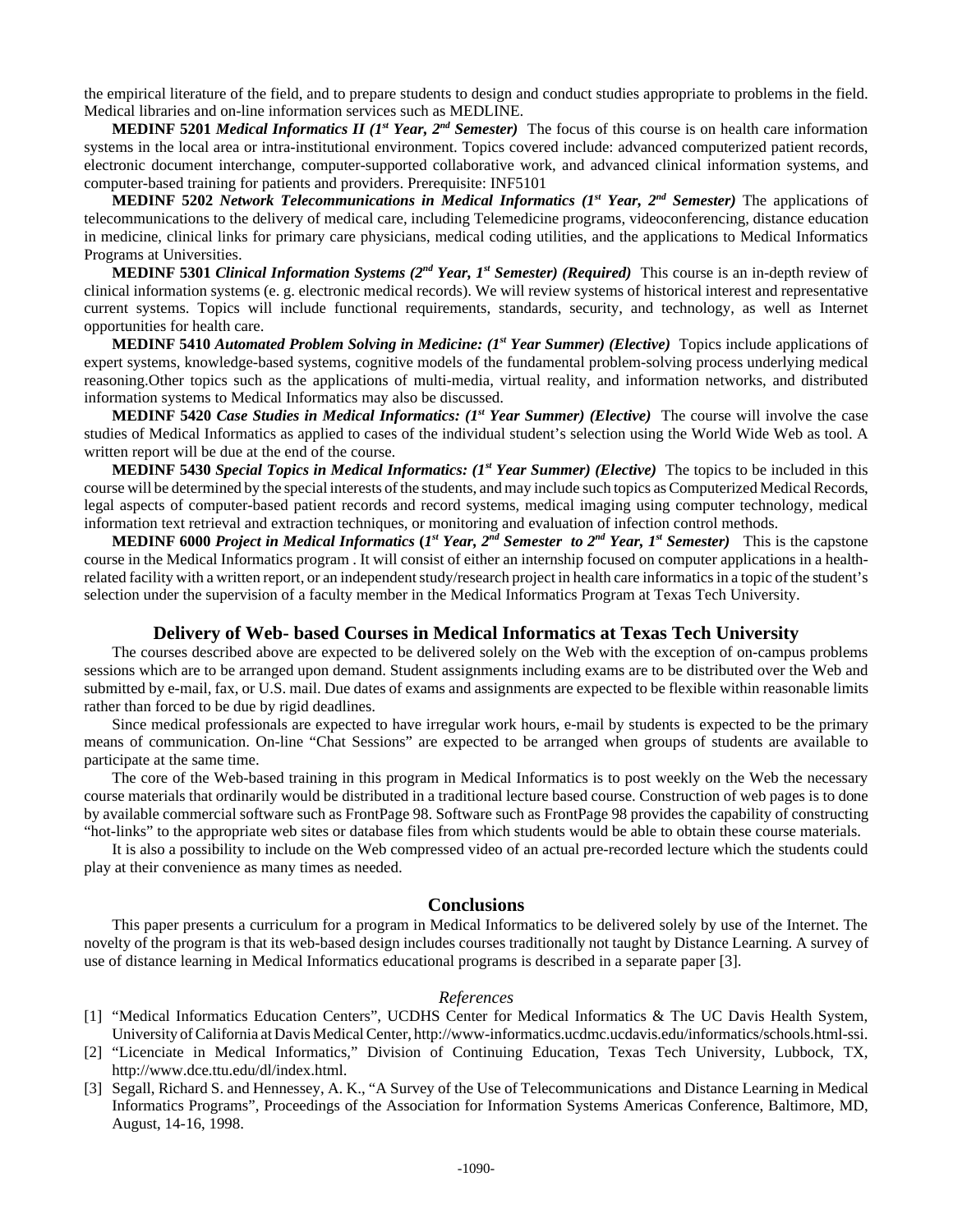the empirical literature of the field, and to prepare students to design and conduct studies appropriate to problems in the field. Medical libraries and on-line information services such as MEDLINE.

**MEDINF 5201** ***Medical Informatics II (1st Year, 2nd Semester)*** The focus of this course is on health care information systems in the local area or intra-institutional environment. Topics covered include: advanced computerized patient records, electronic document interchange, computer-supported collaborative work, and advanced clinical information systems, and computer-based training for patients and providers. Prerequisite: INF5101

**MEDINF 5202** ***Network Telecommunications in Medical Informatics (1st Year, 2nd Semester)*** The applications of telecommunications to the delivery of medical care, including Telemedicine programs, videoconferencing, distance education in medicine, clinical links for primary care physicians, medical coding utilities, and the applications to Medical Informatics Programs at Universities.

**MEDINF 5301** ***Clinical Information Systems (2nd Year, 1st Semester) (Required)*** This course is an in-depth review of clinical information systems (e. g. electronic medical records). We will review systems of historical interest and representative current systems. Topics will include functional requirements, standards, security, and technology, as well as Internet opportunities for health care.

**MEDINF 5410** ***Automated Problem Solving in Medicine: (1st Year Summer) (Elective)*** Topics include applications of expert systems, knowledge-based systems, cognitive models of the fundamental problem-solving process underlying medical reasoning.Other topics such as the applications of multi-media, virtual reality, and information networks, and distributed information systems to Medical Informatics may also be discussed.

**MEDINF 5420** ***Case Studies in Medical Informatics: (1st Year Summer) (Elective)*** The course will involve the case studies of Medical Informatics as applied to cases of the individual student's selection using the World Wide Web as tool. A written report will be due at the end of the course.

**MEDINF 5430** ***Special Topics in Medical Informatics: (1st Year Summer) (Elective)*** The topics to be included in this course will be determined by the special interests of the students, and may include such topics as Computerized Medical Records, legal aspects of computer-based patient records and record systems, medical imaging using computer technology, medical information text retrieval and extraction techniques, or monitoring and evaluation of infection control methods.

**MEDINF 6000** ***Project in Medical Informatics*** **(*1st Year, 2nd Semester to 2nd Year, 1st Semester*)** This is the capstone course in the Medical Informatics program . It will consist of either an internship focused on computer applications in a health-related facility with a written report, or an independent study/research project in health care informatics in a topic of the student's selection under the supervision of a faculty member in the Medical Informatics Program at Texas Tech University.

## Delivery of Web- based Courses in Medical Informatics at Texas Tech University

The courses described above are expected to be delivered solely on the Web with the exception of on-campus problems sessions which are to be arranged upon demand. Student assignments including exams are to be distributed over the Web and submitted by e-mail, fax, or U.S. mail. Due dates of exams and assignments are expected to be flexible within reasonable limits rather than forced to be due by rigid deadlines.

Since medical professionals are expected to have irregular work hours, e-mail by students is expected to be the primary means of communication. On-line "Chat Sessions" are expected to be arranged when groups of students are available to participate at the same time.

The core of the Web-based training in this program in Medical Informatics is to post weekly on the Web the necessary course materials that ordinarily would be distributed in a traditional lecture based course. Construction of web pages is to done by available commercial software such as FrontPage 98. Software such as FrontPage 98 provides the capability of constructing "hot-links" to the appropriate web sites or database files from which students would be able to obtain these course materials.

It is also a possibility to include on the Web compressed video of an actual pre-recorded lecture which the students could play at their convenience as many times as needed.

## Conclusions

This paper presents a curriculum for a program in Medical Informatics to be delivered solely by use of the Internet. The novelty of the program is that its web-based design includes courses traditionally not taught by Distance Learning. A survey of use of distance learning in Medical Informatics educational programs is described in a separate paper [3].

### *References*

[1] "Medical Informatics Education Centers", UCDHS Center for Medical Informatics & The UC Davis Health System, University of California at Davis Medical Center, http://www-informatics.ucdmc.ucdavis.edu/informatics/schools.html-ssi.

[2] "Licenciate in Medical Informatics," Division of Continuing Education, Texas Tech University, Lubbock, TX, http://www.dce.ttu.edu/dl/index.html.

[3] Segall, Richard S. and Hennessey, A. K., "A Survey of the Use of Telecommunications and Distance Learning in Medical Informatics Programs", Proceedings of the Association for Information Systems Americas Conference, Baltimore, MD, August, 14-16, 1998.